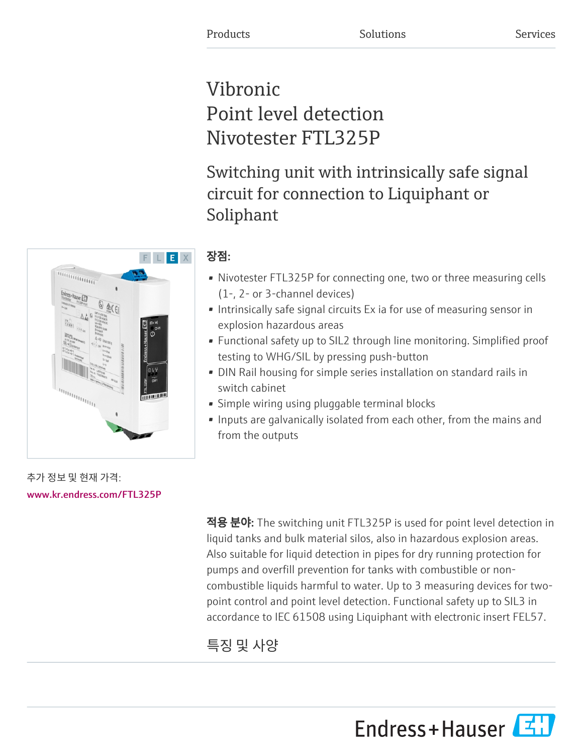Products Solutions Services

# Vibronic
# Point level detection
# Nivotester FTL325P

## Switching unit with intrinsically safe signal circuit for connection to Liquiphant or Soliphant

추가 정보 및 현재 가격:

www.kr.endress.com/FTL325P

**장점:**

- Nivotester FTL325P for connecting one, two or three measuring cells (1-, 2- or 3-channel devices)
- Intrinsically safe signal circuits Ex ia for use of measuring sensor in explosion hazardous areas
- Functional safety up to SIL2 through line monitoring. Simplified proof testing to WHG/SIL by pressing push-button
- DIN Rail housing for simple series installation on standard rails in switch cabinet
- Simple wiring using pluggable terminal blocks
- Inputs are galvanically isolated from each other, from the mains and from the outputs

**적용 분야:** The switching unit FTL325P is used for point level detection in liquid tanks and bulk material silos, also in hazardous explosion areas. Also suitable for liquid detection in pipes for dry running protection for pumps and overfill prevention for tanks with combustible or non-combustible liquids harmful to water. Up to 3 measuring devices for two-point control and point level detection. Functional safety up to SIL3 in accordance to IEC 61508 using Liquiphant with electronic insert FEL57.

## 특징 및 사양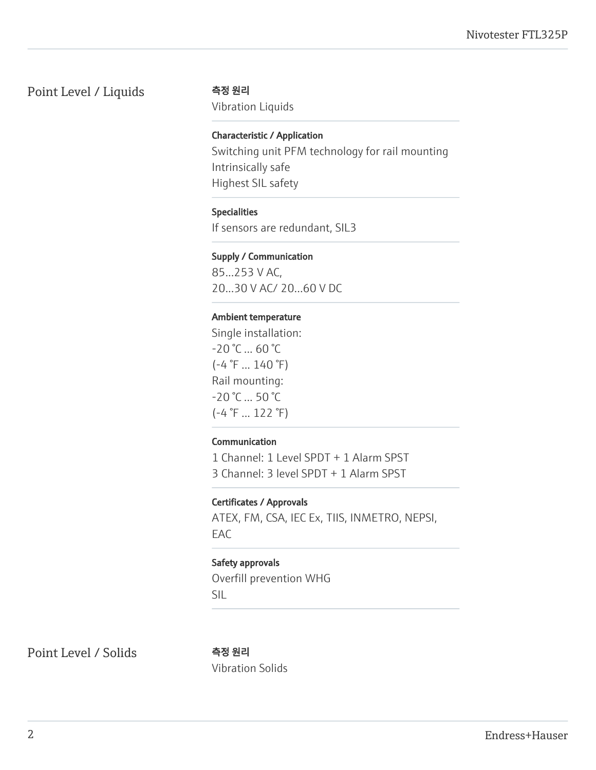## Point Level / Liquids

**측정 원리**

Vibration Liquids

**Characteristic / Application**

Switching unit PFM technology for rail mounting
Intrinsically safe
Highest SIL safety

**Specialities**

If sensors are redundant, SIL3

**Supply / Communication**

85...253 V AC,
20...30 V AC/ 20...60 V DC

**Ambient temperature**

Single installation:
-20 °C ... 60 °C
(-4 °F ... 140 °F)
Rail mounting:
-20 °C ... 50 °C
(-4 °F ... 122 °F)

**Communication**

1 Channel: 1 Level SPDT + 1 Alarm SPST
3 Channel: 3 level SPDT + 1 Alarm SPST

**Certificates / Approvals**

ATEX, FM, CSA, IEC Ex, TIIS, INMETRO, NEPSI, EAC

**Safety approvals**

Overfill prevention WHG
SIL

## Point Level / Solids

**측정 원리**

Vibration Solids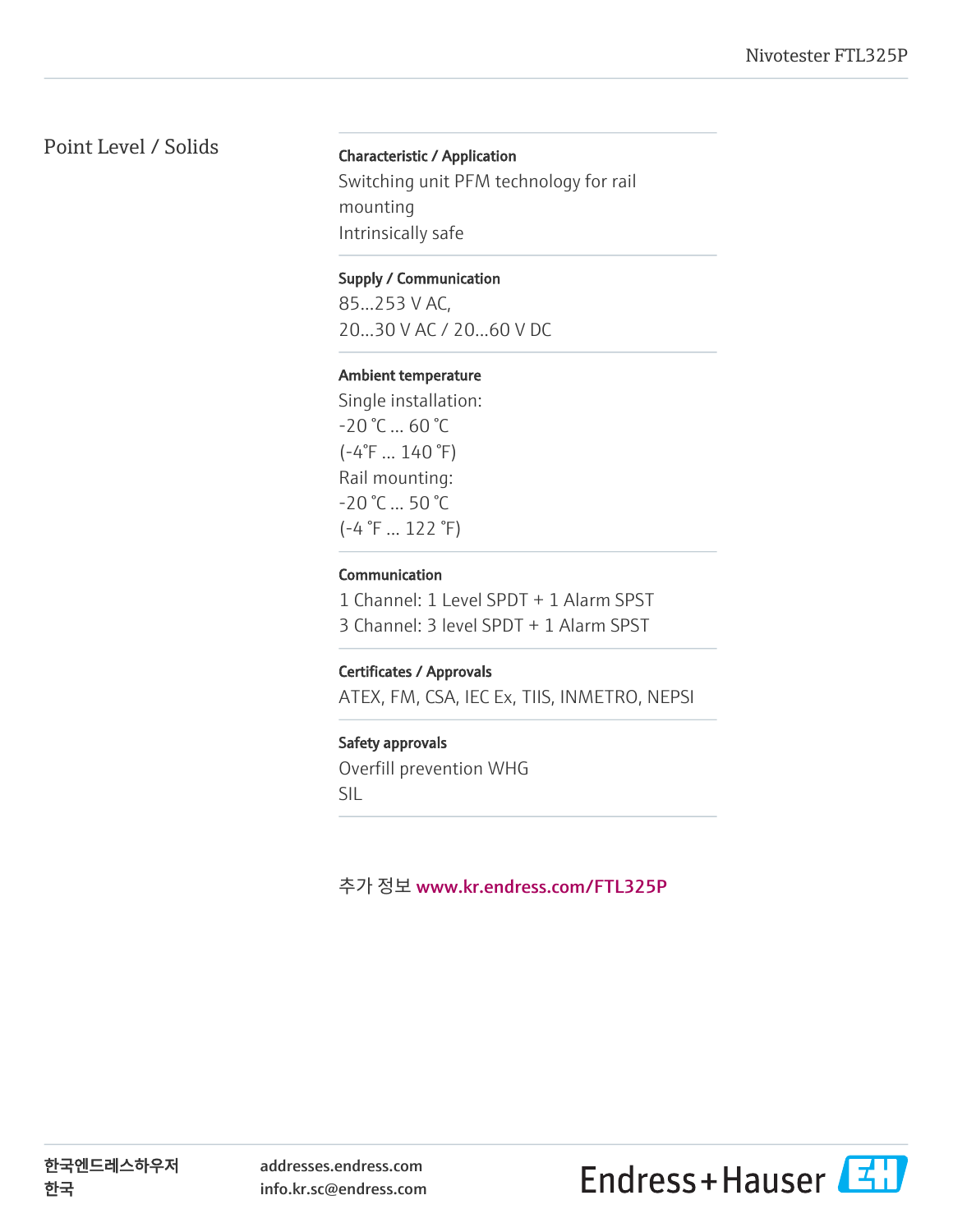## Point Level / Solids

**Characteristic / Application**
Switching unit PFM technology for rail mounting
Intrinsically safe

**Supply / Communication**
85...253 V AC,
20...30 V AC / 20...60 V DC

**Ambient temperature**
Single installation:
-20 °C ... 60 °C
(-4°F ... 140 °F)
Rail mounting:
-20 °C ... 50 °C
(-4 °F ... 122 °F)

**Communication**
1 Channel: 1 Level SPDT + 1 Alarm SPST
3 Channel: 3 level SPDT + 1 Alarm SPST

**Certificates / Approvals**
ATEX, FM, CSA, IEC Ex, TIIS, INMETRO, NEPSI

**Safety approvals**
Overfill prevention WHG
SIL

추가 정보 www.kr.endress.com/FTL325P

한국엔드레스하우저
한국

addresses.endress.com
info.kr.sc@endress.com

Endress+Hauser